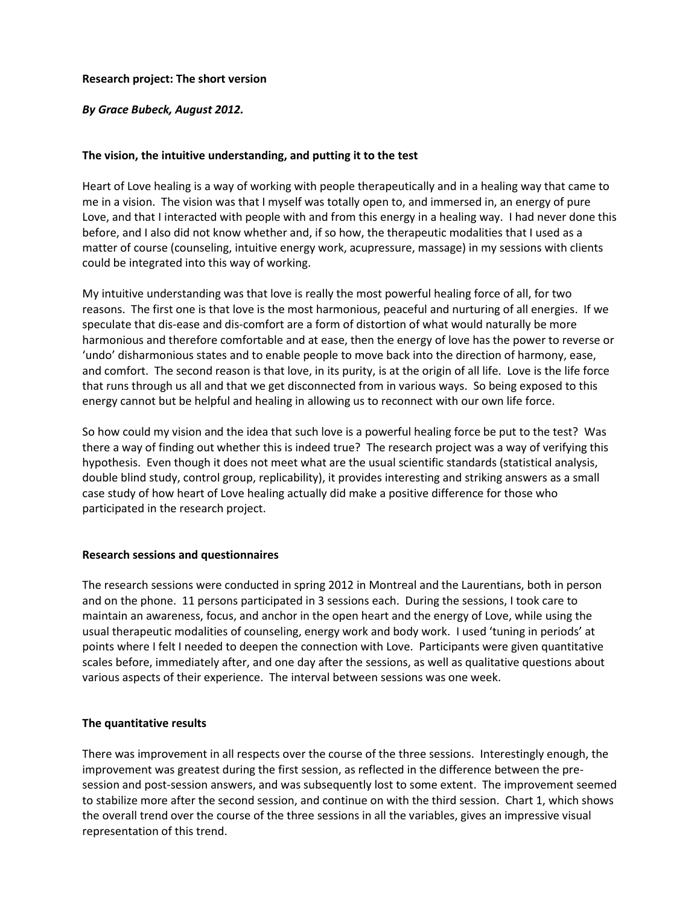**Research project: The short version**

***By Grace Bubeck, August 2012.***

**The vision, the intuitive understanding, and putting it to the test**

Heart of Love healing is a way of working with people therapeutically and in a healing way that came to me in a vision. The vision was that I myself was totally open to, and immersed in, an energy of pure Love, and that I interacted with people with and from this energy in a healing way. I had never done this before, and I also did not know whether and, if so how, the therapeutic modalities that I used as a matter of course (counseling, intuitive energy work, acupressure, massage) in my sessions with clients could be integrated into this way of working.

My intuitive understanding was that love is really the most powerful healing force of all, for two reasons. The first one is that love is the most harmonious, peaceful and nurturing of all energies. If we speculate that dis-ease and dis-comfort are a form of distortion of what would naturally be more harmonious and therefore comfortable and at ease, then the energy of love has the power to reverse or 'undo' disharmonious states and to enable people to move back into the direction of harmony, ease, and comfort. The second reason is that love, in its purity, is at the origin of all life. Love is the life force that runs through us all and that we get disconnected from in various ways. So being exposed to this energy cannot but be helpful and healing in allowing us to reconnect with our own life force.

So how could my vision and the idea that such love is a powerful healing force be put to the test? Was there a way of finding out whether this is indeed true? The research project was a way of verifying this hypothesis. Even though it does not meet what are the usual scientific standards (statistical analysis, double blind study, control group, replicability), it provides interesting and striking answers as a small case study of how heart of Love healing actually did make a positive difference for those who participated in the research project.

**Research sessions and questionnaires**

The research sessions were conducted in spring 2012 in Montreal and the Laurentians, both in person and on the phone. 11 persons participated in 3 sessions each. During the sessions, I took care to maintain an awareness, focus, and anchor in the open heart and the energy of Love, while using the usual therapeutic modalities of counseling, energy work and body work. I used 'tuning in periods' at points where I felt I needed to deepen the connection with Love. Participants were given quantitative scales before, immediately after, and one day after the sessions, as well as qualitative questions about various aspects of their experience. The interval between sessions was one week.

**The quantitative results**

There was improvement in all respects over the course of the three sessions. Interestingly enough, the improvement was greatest during the first session, as reflected in the difference between the pre-session and post-session answers, and was subsequently lost to some extent. The improvement seemed to stabilize more after the second session, and continue on with the third session. Chart 1, which shows the overall trend over the course of the three sessions in all the variables, gives an impressive visual representation of this trend.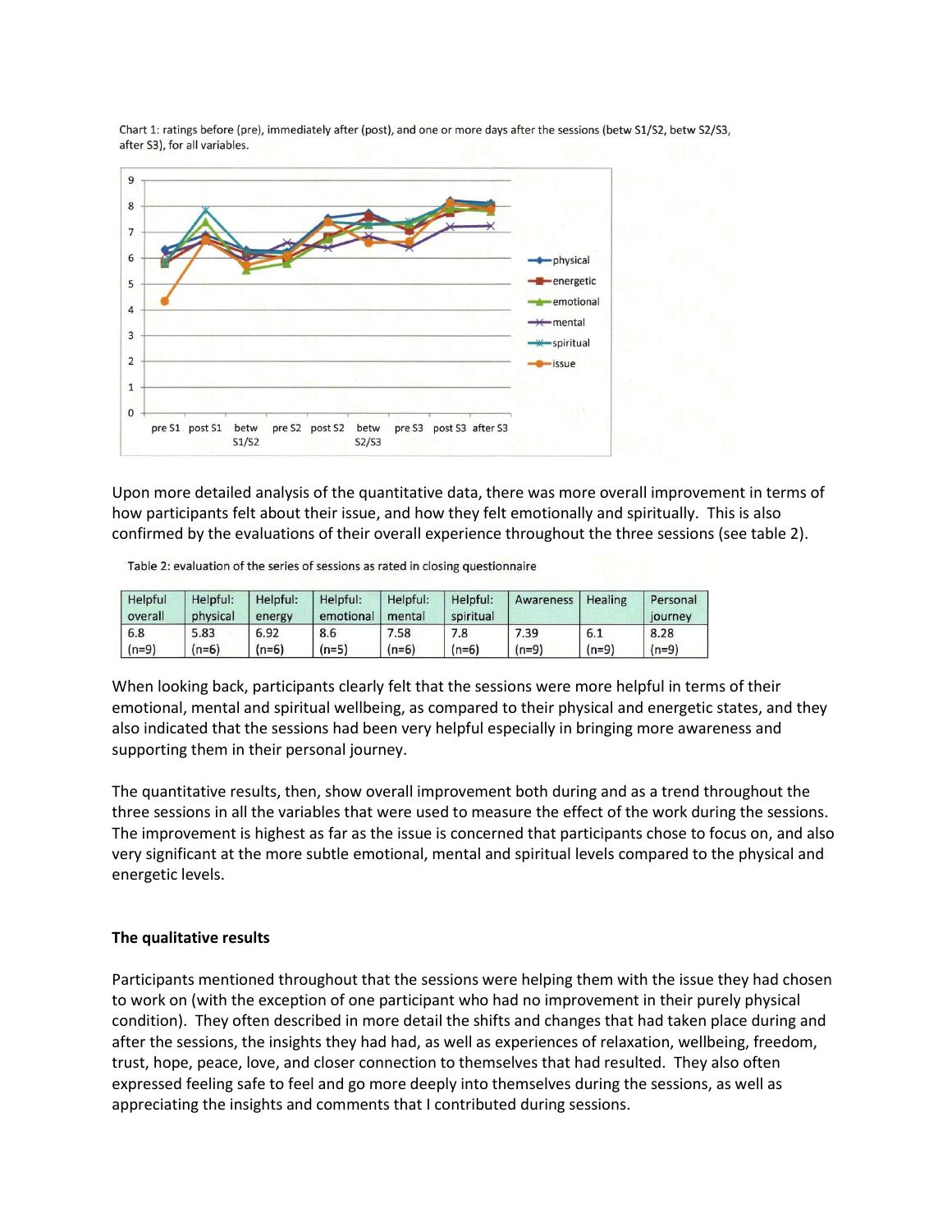Chart 1: ratings before (pre), immediately after (post), and one or more days after the sessions (betw S1/S2, betw S2/S3, after S3), for all variables.

Upon more detailed analysis of the quantitative data, there was more overall improvement in terms of how participants felt about their issue, and how they felt emotionally and spiritually. This is also confirmed by the evaluations of their overall experience throughout the three sessions (see table 2).

Table 2: evaluation of the series of sessions as rated in closing questionnaire

| Helpful overall | Helpful: physical | Helpful: energy | Helpful: emotional | Helpful: mental | Helpful: spiritual | Awareness | Healing | Personal journey |
|---|---|---|---|---|---|---|---|---|
| 6.8 (n=9) | 5.83 (n=6) | 6.92 (n=6) | 8.6 (n=5) | 7.58 (n=6) | 7.8 (n=6) | 7.39 (n=9) | 6.1 (n=9) | 8.28 (n=9) |

When looking back, participants clearly felt that the sessions were more helpful in terms of their emotional, mental and spiritual wellbeing, as compared to their physical and energetic states, and they also indicated that the sessions had been very helpful especially in bringing more awareness and supporting them in their personal journey.

The quantitative results, then, show overall improvement both during and as a trend throughout the three sessions in all the variables that were used to measure the effect of the work during the sessions. The improvement is highest as far as the issue is concerned that participants chose to focus on, and also very significant at the more subtle emotional, mental and spiritual levels compared to the physical and energetic levels.

**The qualitative results**

Participants mentioned throughout that the sessions were helping them with the issue they had chosen to work on (with the exception of one participant who had no improvement in their purely physical condition). They often described in more detail the shifts and changes that had taken place during and after the sessions, the insights they had had, as well as experiences of relaxation, wellbeing, freedom, trust, hope, peace, love, and closer connection to themselves that had resulted. They also often expressed feeling safe to feel and go more deeply into themselves during the sessions, as well as appreciating the insights and comments that I contributed during sessions.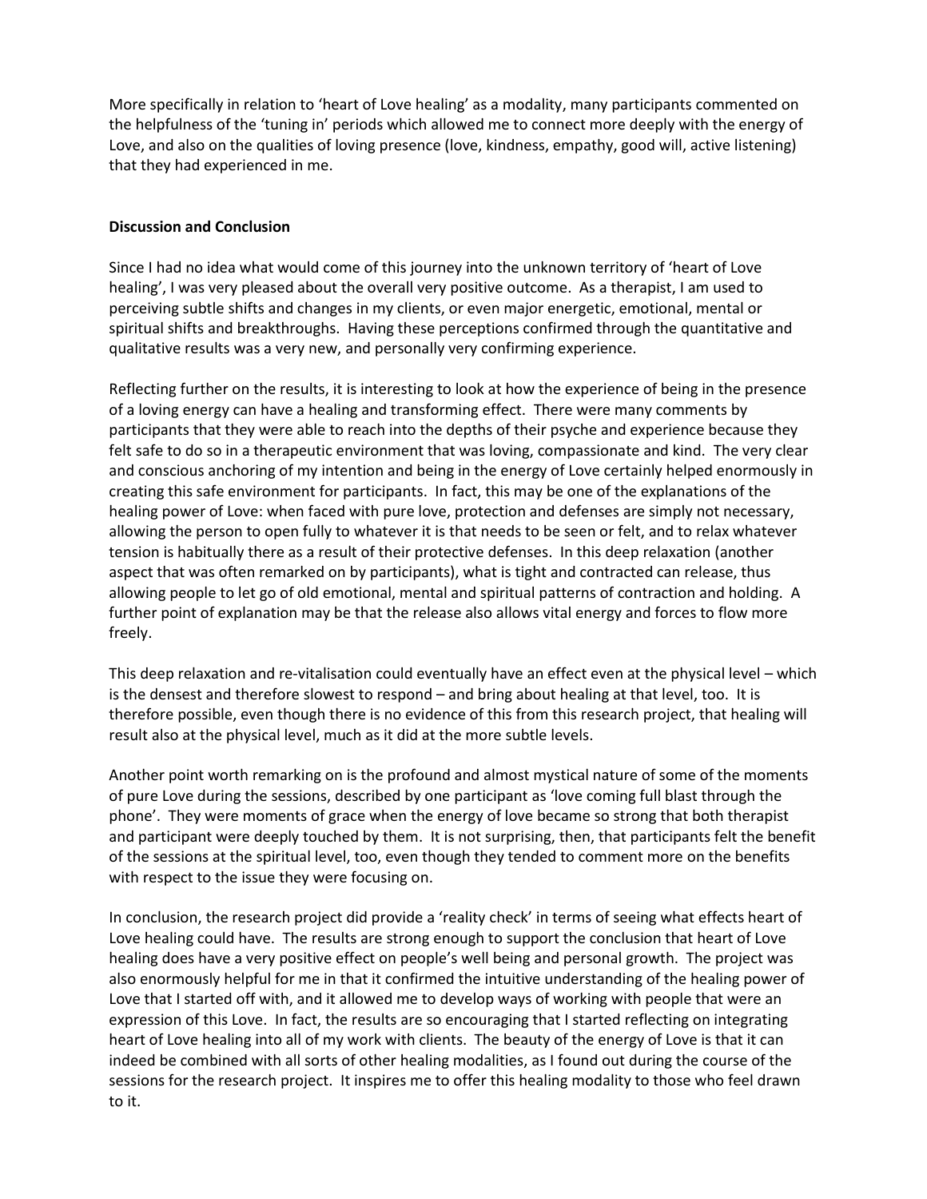More specifically in relation to 'heart of Love healing' as a modality, many participants commented on the helpfulness of the 'tuning in' periods which allowed me to connect more deeply with the energy of Love, and also on the qualities of loving presence (love, kindness, empathy, good will, active listening) that they had experienced in me.

**Discussion and Conclusion**

Since I had no idea what would come of this journey into the unknown territory of 'heart of Love healing', I was very pleased about the overall very positive outcome. As a therapist, I am used to perceiving subtle shifts and changes in my clients, or even major energetic, emotional, mental or spiritual shifts and breakthroughs. Having these perceptions confirmed through the quantitative and qualitative results was a very new, and personally very confirming experience.

Reflecting further on the results, it is interesting to look at how the experience of being in the presence of a loving energy can have a healing and transforming effect. There were many comments by participants that they were able to reach into the depths of their psyche and experience because they felt safe to do so in a therapeutic environment that was loving, compassionate and kind. The very clear and conscious anchoring of my intention and being in the energy of Love certainly helped enormously in creating this safe environment for participants. In fact, this may be one of the explanations of the healing power of Love: when faced with pure love, protection and defenses are simply not necessary, allowing the person to open fully to whatever it is that needs to be seen or felt, and to relax whatever tension is habitually there as a result of their protective defenses. In this deep relaxation (another aspect that was often remarked on by participants), what is tight and contracted can release, thus allowing people to let go of old emotional, mental and spiritual patterns of contraction and holding. A further point of explanation may be that the release also allows vital energy and forces to flow more freely.

This deep relaxation and re-vitalisation could eventually have an effect even at the physical level – which is the densest and therefore slowest to respond – and bring about healing at that level, too. It is therefore possible, even though there is no evidence of this from this research project, that healing will result also at the physical level, much as it did at the more subtle levels.

Another point worth remarking on is the profound and almost mystical nature of some of the moments of pure Love during the sessions, described by one participant as 'love coming full blast through the phone'. They were moments of grace when the energy of love became so strong that both therapist and participant were deeply touched by them. It is not surprising, then, that participants felt the benefit of the sessions at the spiritual level, too, even though they tended to comment more on the benefits with respect to the issue they were focusing on.

In conclusion, the research project did provide a 'reality check' in terms of seeing what effects heart of Love healing could have. The results are strong enough to support the conclusion that heart of Love healing does have a very positive effect on people's well being and personal growth. The project was also enormously helpful for me in that it confirmed the intuitive understanding of the healing power of Love that I started off with, and it allowed me to develop ways of working with people that were an expression of this Love. In fact, the results are so encouraging that I started reflecting on integrating heart of Love healing into all of my work with clients. The beauty of the energy of Love is that it can indeed be combined with all sorts of other healing modalities, as I found out during the course of the sessions for the research project. It inspires me to offer this healing modality to those who feel drawn to it.